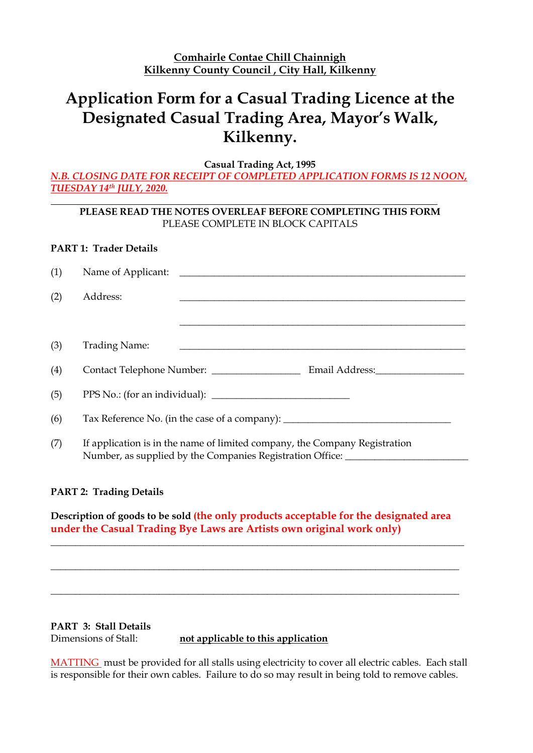**Comhairle Contae Chill Chainnigh**
**Kilkenny County Council , City Hall, Kilkenny**

# Application Form for a Casual Trading Licence at the Designated Casual Trading Area, Mayor's Walk, Kilkenny.

**Casual Trading Act, 1995**

***N.B. CLOSING DATE FOR RECEIPT OF COMPLETED APPLICATION FORMS IS 12 NOON, TUESDAY 14th JULY, 2020.***

---

**PLEASE READ THE NOTES OVERLEAF BEFORE COMPLETING THIS FORM**
PLEASE COMPLETE IN BLOCK CAPITALS

**PART 1: Trader Details**

(1) Name of Applicant: ______________________________________________

(2) Address: ______________________________________________

______________________________________________

(3) Trading Name: ______________________________________________

(4) Contact Telephone Number: _______________ Email Address: _______________

(5) PPS No.: (for an individual): _______________________

(6) Tax Reference No. (in the case of a company): ___________________________

(7) If application is in the name of limited company, the Company Registration Number, as supplied by the Companies Registration Office: ____________________

**PART 2: Trading Details**

**Description of goods to be sold (the only products acceptable for the designated area under the Casual Trading Bye Laws are Artists own original work only)**

______________________________________________________________________

______________________________________________________________________

______________________________________________________________________

**PART 3: Stall Details**
Dimensions of Stall: **not applicable to this application**

MATTING must be provided for all stalls using electricity to cover all electric cables. Each stall is responsible for their own cables. Failure to do so may result in being told to remove cables.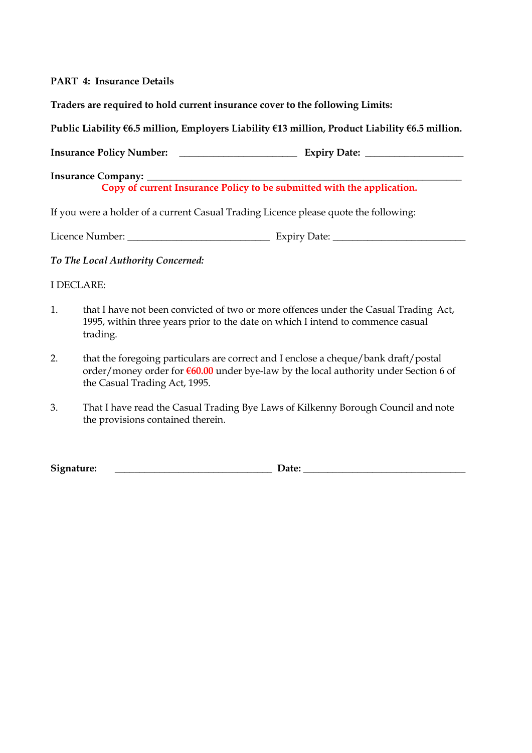**PART 4: Insurance Details**

**Traders are required to hold current insurance cover to the following Limits:**

**Public Liability €6.5 million, Employers Liability €13 million, Product Liability €6.5 million.**

**Insurance Policy Number:** \_\_\_\_\_\_\_\_\_\_\_\_\_\_\_\_\_\_\_\_\_\_\_\_ **Expiry Date:** \_\_\_\_\_\_\_\_\_\_\_\_\_\_\_\_\_\_\_\_

**Insurance Company:** \_\_\_\_\_\_\_\_\_\_\_\_\_\_\_\_\_\_\_\_\_\_\_\_\_\_\_\_\_\_\_\_\_\_\_\_\_\_\_\_\_\_\_\_\_\_\_\_\_\_\_\_\_\_\_\_\_\_\_\_\_\_

**Copy of current Insurance Policy to be submitted with the application.**

If you were a holder of a current Casual Trading Licence please quote the following:

Licence Number: \_\_\_\_\_\_\_\_\_\_\_\_\_\_\_\_\_\_\_\_\_\_\_\_\_\_\_\_\_\_ Expiry Date: \_\_\_\_\_\_\_\_\_\_\_\_\_\_\_\_\_\_\_\_\_\_\_\_\_\_\_\_

***To The Local Authority Concerned:***

I DECLARE:

1. that I have not been convicted of two or more offences under the Casual Trading Act, 1995, within three years prior to the date on which I intend to commence casual trading.

2. that the foregoing particulars are correct and I enclose a cheque/bank draft/postal order/money order for **€60.00** under bye-law by the local authority under Section 6 of the Casual Trading Act, 1995.

3. That I have read the Casual Trading Bye Laws of Kilkenny Borough Council and note the provisions contained therein.

**Signature:** \_\_\_\_\_\_\_\_\_\_\_\_\_\_\_\_\_\_\_\_\_\_\_\_\_\_\_\_\_\_\_\_\_\_ **Date:** \_\_\_\_\_\_\_\_\_\_\_\_\_\_\_\_\_\_\_\_\_\_\_\_\_\_\_\_\_\_\_\_\_\_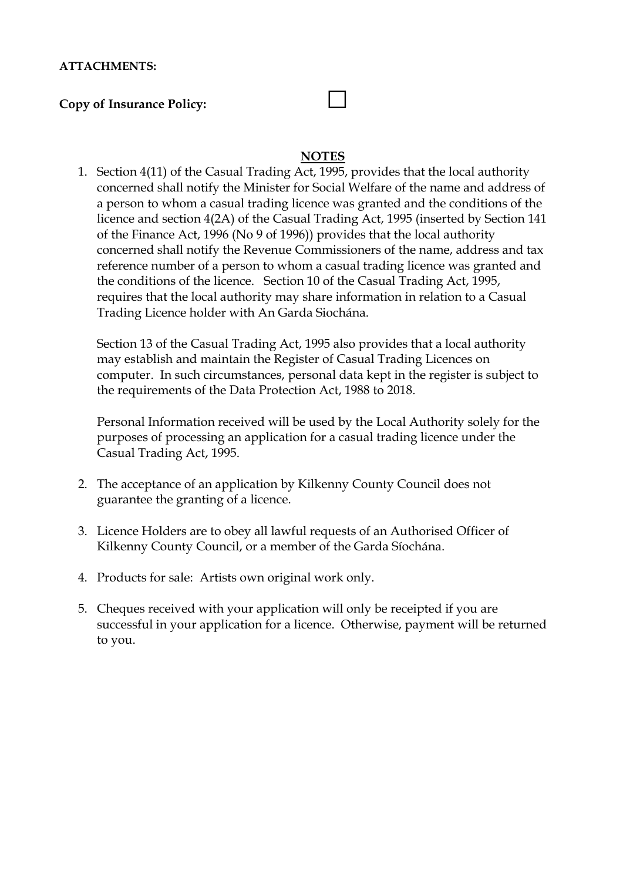**ATTACHMENTS:**

**Copy of Insurance Policy:** ☐

## NOTES

1. Section 4(11) of the Casual Trading Act, 1995, provides that the local authority concerned shall notify the Minister for Social Welfare of the name and address of a person to whom a casual trading licence was granted and the conditions of the licence and section 4(2A) of the Casual Trading Act, 1995 (inserted by Section 141 of the Finance Act, 1996 (No 9 of 1996)) provides that the local authority concerned shall notify the Revenue Commissioners of the name, address and tax reference number of a person to whom a casual trading licence was granted and the conditions of the licence. Section 10 of the Casual Trading Act, 1995, requires that the local authority may share information in relation to a Casual Trading Licence holder with An Garda Siochána.

   Section 13 of the Casual Trading Act, 1995 also provides that a local authority may establish and maintain the Register of Casual Trading Licences on computer. In such circumstances, personal data kept in the register is subject to the requirements of the Data Protection Act, 1988 to 2018.

   Personal Information received will be used by the Local Authority solely for the purposes of processing an application for a casual trading licence under the Casual Trading Act, 1995.

2. The acceptance of an application by Kilkenny County Council does not guarantee the granting of a licence.

3. Licence Holders are to obey all lawful requests of an Authorised Officer of Kilkenny County Council, or a member of the Garda Síochána.

4. Products for sale: Artists own original work only.

5. Cheques received with your application will only be receipted if you are successful in your application for a licence. Otherwise, payment will be returned to you.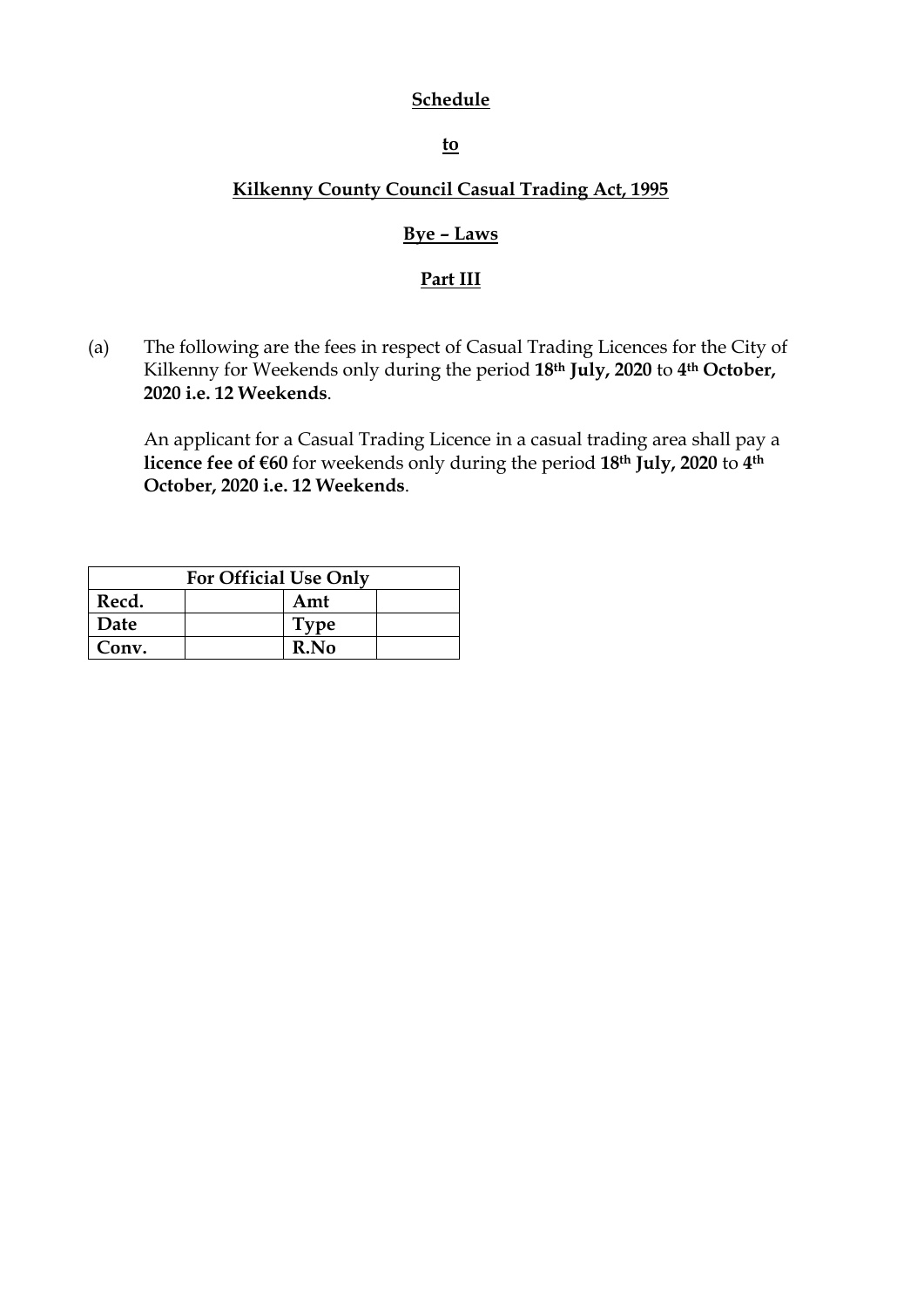**Schedule**

**to**

**Kilkenny County Council Casual Trading Act, 1995**

**Bye – Laws**

**Part III**

(a) The following are the fees in respect of Casual Trading Licences for the City of Kilkenny for Weekends only during the period **18th July, 2020** to **4th October, 2020 i.e. 12 Weekends**.

An applicant for a Casual Trading Licence in a casual trading area shall pay a **licence fee of €60** for weekends only during the period **18th July, 2020** to **4th October, 2020 i.e. 12 Weekends**.

| For Official Use Only | | | |
|---|---|---|---|
| **Recd.** | | **Amt** | |
| **Date** | | **Type** | |
| **Conv.** | | **R.No** | |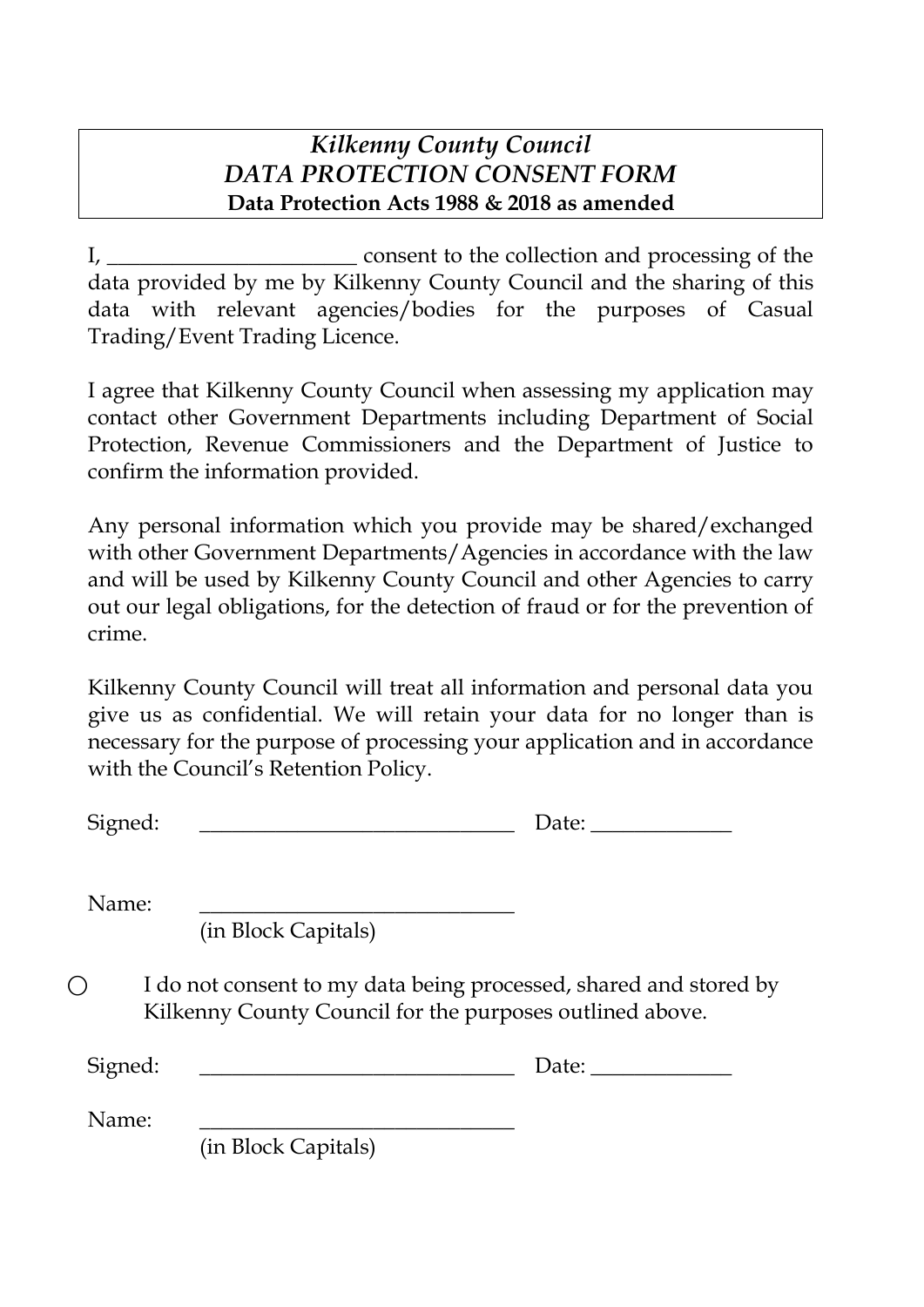*Kilkenny County Council*
*DATA PROTECTION CONSENT FORM*
**Data Protection Acts 1988 & 2018 as amended**

I, _______________________ consent to the collection and processing of the data provided by me by Kilkenny County Council and the sharing of this data with relevant agencies/bodies for the purposes of Casual Trading/Event Trading Licence.

I agree that Kilkenny County Council when assessing my application may contact other Government Departments including Department of Social Protection, Revenue Commissioners and the Department of Justice to confirm the information provided.

Any personal information which you provide may be shared/exchanged with other Government Departments/Agencies in accordance with the law and will be used by Kilkenny County Council and other Agencies to carry out our legal obligations, for the detection of fraud or for the prevention of crime.

Kilkenny County Council will treat all information and personal data you give us as confidential. We will retain your data for no longer than is necessary for the purpose of processing your application and in accordance with the Council's Retention Policy.

Signed: ______________________________ Date: _____________

Name: ______________________________
(in Block Capitals)

○ I do not consent to my data being processed, shared and stored by Kilkenny County Council for the purposes outlined above.

Signed: ______________________________ Date: _____________

Name: ______________________________
(in Block Capitals)